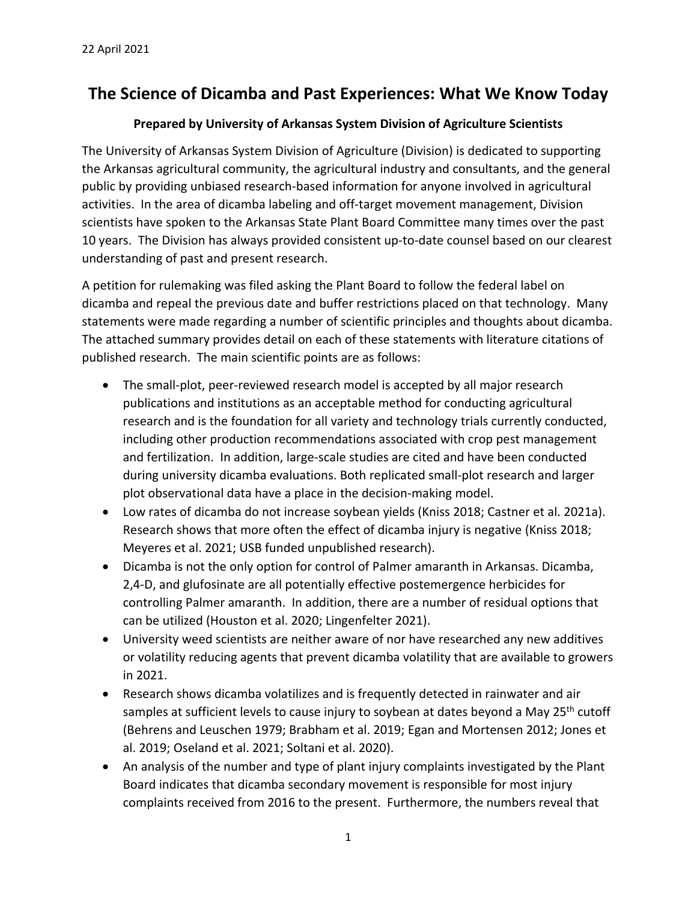22 April 2021

# The Science of Dicamba and Past Experiences: What We Know Today

**Prepared by University of Arkansas System Division of Agriculture Scientists**

The University of Arkansas System Division of Agriculture (Division) is dedicated to supporting the Arkansas agricultural community, the agricultural industry and consultants, and the general public by providing unbiased research-based information for anyone involved in agricultural activities. In the area of dicamba labeling and off-target movement management, Division scientists have spoken to the Arkansas State Plant Board Committee many times over the past 10 years. The Division has always provided consistent up-to-date counsel based on our clearest understanding of past and present research.

A petition for rulemaking was filed asking the Plant Board to follow the federal label on dicamba and repeal the previous date and buffer restrictions placed on that technology. Many statements were made regarding a number of scientific principles and thoughts about dicamba. The attached summary provides detail on each of these statements with literature citations of published research. The main scientific points are as follows:

- The small-plot, peer-reviewed research model is accepted by all major research publications and institutions as an acceptable method for conducting agricultural research and is the foundation for all variety and technology trials currently conducted, including other production recommendations associated with crop pest management and fertilization. In addition, large-scale studies are cited and have been conducted during university dicamba evaluations. Both replicated small-plot research and larger plot observational data have a place in the decision-making model.
- Low rates of dicamba do not increase soybean yields (Kniss 2018; Castner et al. 2021a). Research shows that more often the effect of dicamba injury is negative (Kniss 2018; Meyeres et al. 2021; USB funded unpublished research).
- Dicamba is not the only option for control of Palmer amaranth in Arkansas. Dicamba, 2,4-D, and glufosinate are all potentially effective postemergence herbicides for controlling Palmer amaranth. In addition, there are a number of residual options that can be utilized (Houston et al. 2020; Lingenfelter 2021).
- University weed scientists are neither aware of nor have researched any new additives or volatility reducing agents that prevent dicamba volatility that are available to growers in 2021.
- Research shows dicamba volatilizes and is frequently detected in rainwater and air samples at sufficient levels to cause injury to soybean at dates beyond a May 25th cutoff (Behrens and Leuschen 1979; Brabham et al. 2019; Egan and Mortensen 2012; Jones et al. 2019; Oseland et al. 2021; Soltani et al. 2020).
- An analysis of the number and type of plant injury complaints investigated by the Plant Board indicates that dicamba secondary movement is responsible for most injury complaints received from 2016 to the present. Furthermore, the numbers reveal that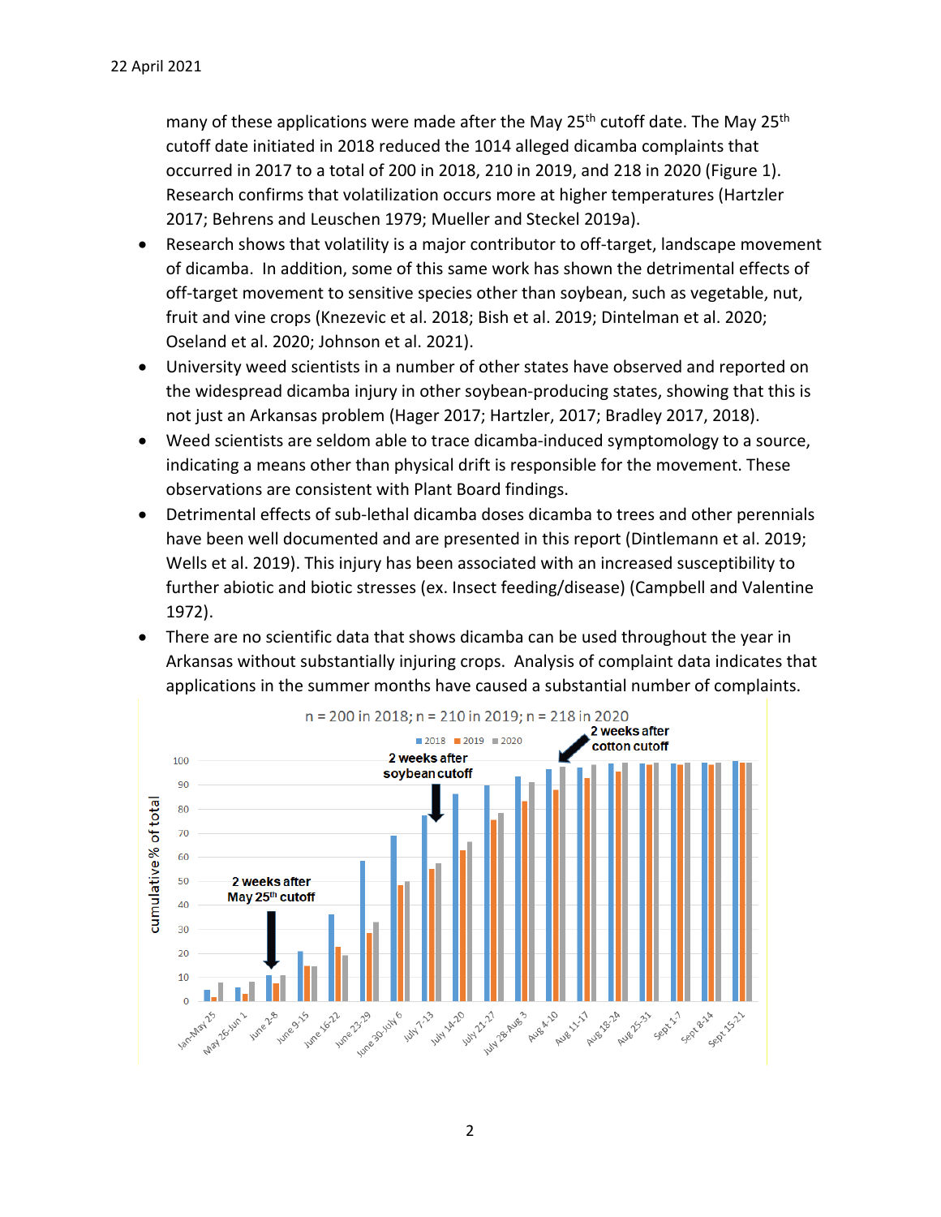many of these applications were made after the May 25th cutoff date. The May 25th cutoff date initiated in 2018 reduced the 1014 alleged dicamba complaints that occurred in 2017 to a total of 200 in 2018, 210 in 2019, and 218 in 2020 (Figure 1). Research confirms that volatilization occurs more at higher temperatures (Hartzler 2017; Behrens and Leuschen 1979; Mueller and Steckel 2019a).

- Research shows that volatility is a major contributor to off-target, landscape movement of dicamba. In addition, some of this same work has shown the detrimental effects of off-target movement to sensitive species other than soybean, such as vegetable, nut, fruit and vine crops (Knezevic et al. 2018; Bish et al. 2019; Dintelman et al. 2020; Oseland et al. 2020; Johnson et al. 2021).
- University weed scientists in a number of other states have observed and reported on the widespread dicamba injury in other soybean-producing states, showing that this is not just an Arkansas problem (Hager 2017; Hartzler, 2017; Bradley 2017, 2018).
- Weed scientists are seldom able to trace dicamba-induced symptomology to a source, indicating a means other than physical drift is responsible for the movement. These observations are consistent with Plant Board findings.
- Detrimental effects of sub-lethal dicamba doses dicamba to trees and other perennials have been well documented and are presented in this report (Dintlemann et al. 2019; Wells et al. 2019). This injury has been associated with an increased susceptibility to further abiotic and biotic stresses (ex. Insect feeding/disease) (Campbell and Valentine 1972).
- There are no scientific data that shows dicamba can be used throughout the year in Arkansas without substantially injuring crops. Analysis of complaint data indicates that applications in the summer months have caused a substantial number of complaints.

n = 200 in 2018; n = 210 in 2019; n = 218 in 2020

2 weeks after May 25th cutoff

2 weeks after soybean cutoff

2 weeks after cotton cutoff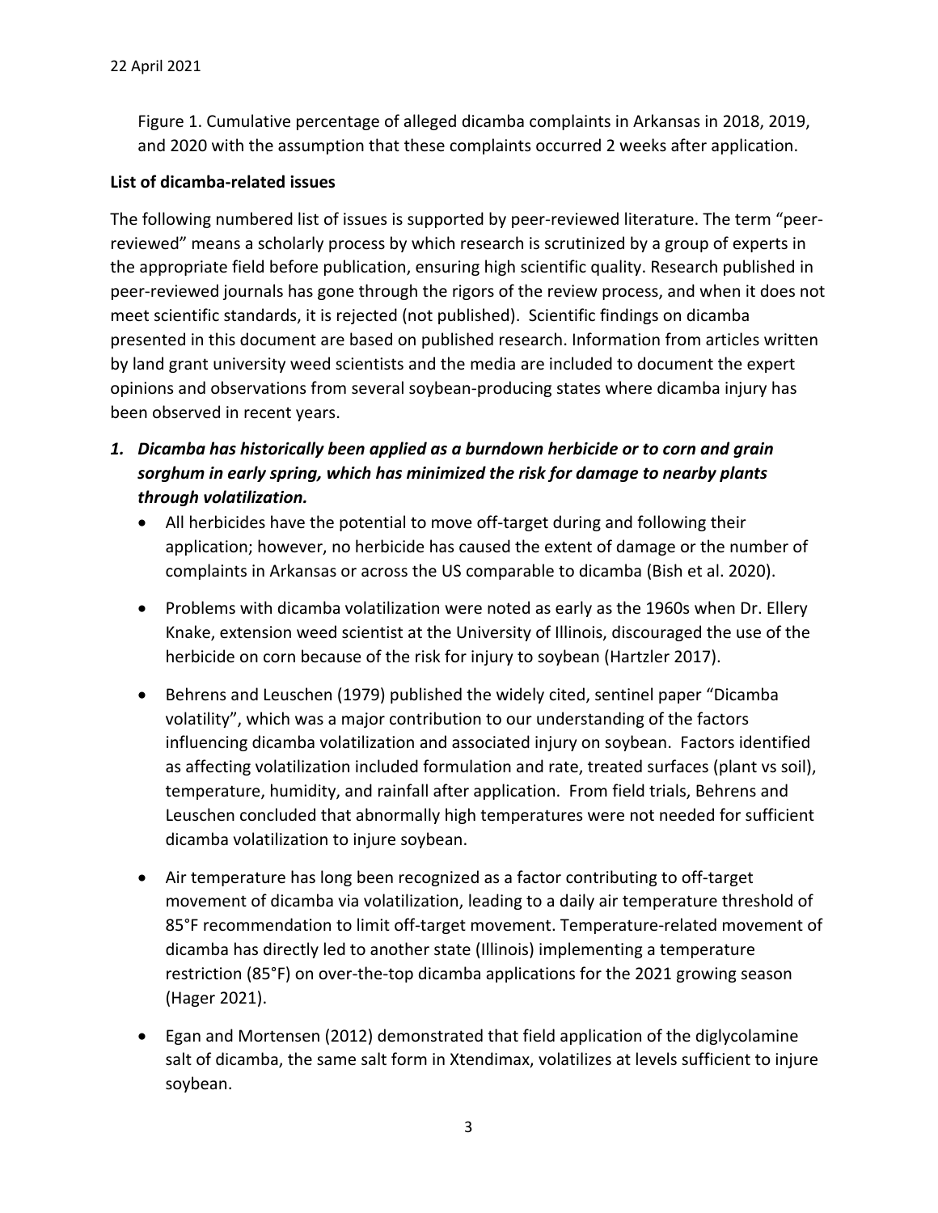Figure 1. Cumulative percentage of alleged dicamba complaints in Arkansas in 2018, 2019, and 2020 with the assumption that these complaints occurred 2 weeks after application.

**List of dicamba-related issues**

The following numbered list of issues is supported by peer-reviewed literature. The term "peer-reviewed" means a scholarly process by which research is scrutinized by a group of experts in the appropriate field before publication, ensuring high scientific quality. Research published in peer-reviewed journals has gone through the rigors of the review process, and when it does not meet scientific standards, it is rejected (not published). Scientific findings on dicamba presented in this document are based on published research. Information from articles written by land grant university weed scientists and the media are included to document the expert opinions and observations from several soybean-producing states where dicamba injury has been observed in recent years.

1. ***Dicamba has historically been applied as a burndown herbicide or to corn and grain sorghum in early spring, which has minimized the risk for damage to nearby plants through volatilization.***
   - All herbicides have the potential to move off-target during and following their application; however, no herbicide has caused the extent of damage or the number of complaints in Arkansas or across the US comparable to dicamba (Bish et al. 2020).
   - Problems with dicamba volatilization were noted as early as the 1960s when Dr. Ellery Knake, extension weed scientist at the University of Illinois, discouraged the use of the herbicide on corn because of the risk for injury to soybean (Hartzler 2017).
   - Behrens and Leuschen (1979) published the widely cited, sentinel paper "Dicamba volatility", which was a major contribution to our understanding of the factors influencing dicamba volatilization and associated injury on soybean. Factors identified as affecting volatilization included formulation and rate, treated surfaces (plant vs soil), temperature, humidity, and rainfall after application. From field trials, Behrens and Leuschen concluded that abnormally high temperatures were not needed for sufficient dicamba volatilization to injure soybean.
   - Air temperature has long been recognized as a factor contributing to off-target movement of dicamba via volatilization, leading to a daily air temperature threshold of 85°F recommendation to limit off-target movement. Temperature-related movement of dicamba has directly led to another state (Illinois) implementing a temperature restriction (85°F) on over-the-top dicamba applications for the 2021 growing season (Hager 2021).
   - Egan and Mortensen (2012) demonstrated that field application of the diglycolamine salt of dicamba, the same salt form in Xtendimax, volatilizes at levels sufficient to injure soybean.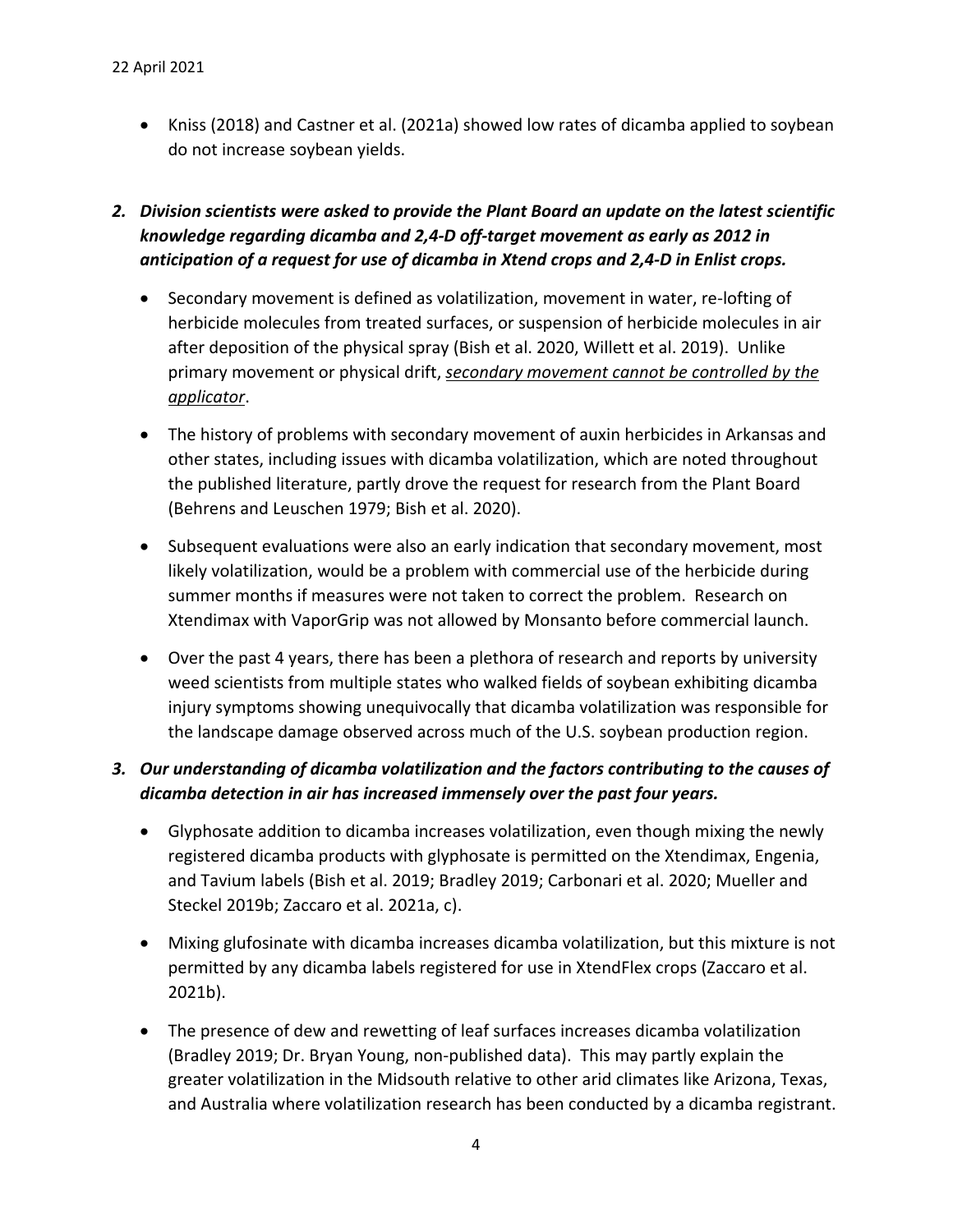- Kniss (2018) and Castner et al. (2021a) showed low rates of dicamba applied to soybean do not increase soybean yields.

2. ***Division scientists were asked to provide the Plant Board an update on the latest scientific knowledge regarding dicamba and 2,4-D off-target movement as early as 2012 in anticipation of a request for use of dicamba in Xtend crops and 2,4-D in Enlist crops.***

   - Secondary movement is defined as volatilization, movement in water, re-lofting of herbicide molecules from treated surfaces, or suspension of herbicide molecules in air after deposition of the physical spray (Bish et al. 2020, Willett et al. 2019). Unlike primary movement or physical drift, <u>*secondary movement cannot be controlled by the applicator*</u>.

   - The history of problems with secondary movement of auxin herbicides in Arkansas and other states, including issues with dicamba volatilization, which are noted throughout the published literature, partly drove the request for research from the Plant Board (Behrens and Leuschen 1979; Bish et al. 2020).

   - Subsequent evaluations were also an early indication that secondary movement, most likely volatilization, would be a problem with commercial use of the herbicide during summer months if measures were not taken to correct the problem. Research on Xtendimax with VaporGrip was not allowed by Monsanto before commercial launch.

   - Over the past 4 years, there has been a plethora of research and reports by university weed scientists from multiple states who walked fields of soybean exhibiting dicamba injury symptoms showing unequivocally that dicamba volatilization was responsible for the landscape damage observed across much of the U.S. soybean production region.

3. ***Our understanding of dicamba volatilization and the factors contributing to the causes of dicamba detection in air has increased immensely over the past four years.***

   - Glyphosate addition to dicamba increases volatilization, even though mixing the newly registered dicamba products with glyphosate is permitted on the Xtendimax, Engenia, and Tavium labels (Bish et al. 2019; Bradley 2019; Carbonari et al. 2020; Mueller and Steckel 2019b; Zaccaro et al. 2021a, c).

   - Mixing glufosinate with dicamba increases dicamba volatilization, but this mixture is not permitted by any dicamba labels registered for use in XtendFlex crops (Zaccaro et al. 2021b).

   - The presence of dew and rewetting of leaf surfaces increases dicamba volatilization (Bradley 2019; Dr. Bryan Young, non-published data). This may partly explain the greater volatilization in the Midsouth relative to other arid climates like Arizona, Texas, and Australia where volatilization research has been conducted by a dicamba registrant.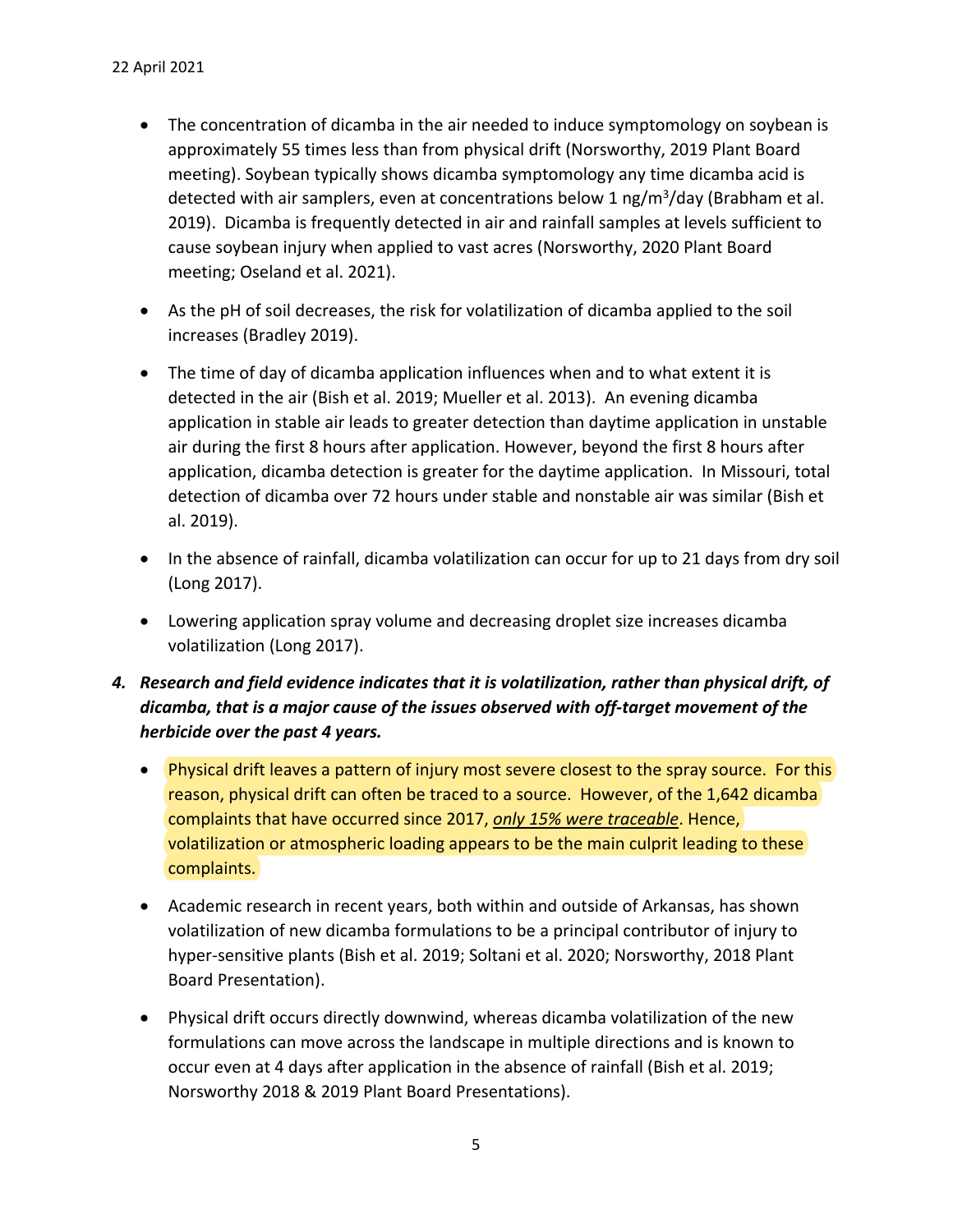22 April 2021

- The concentration of dicamba in the air needed to induce symptomology on soybean is approximately 55 times less than from physical drift (Norsworthy, 2019 Plant Board meeting). Soybean typically shows dicamba symptomology any time dicamba acid is detected with air samplers, even at concentrations below 1 ng/$m^3$/day (Brabham et al. 2019). Dicamba is frequently detected in air and rainfall samples at levels sufficient to cause soybean injury when applied to vast acres (Norsworthy, 2020 Plant Board meeting; Oseland et al. 2021).

- As the pH of soil decreases, the risk for volatilization of dicamba applied to the soil increases (Bradley 2019).

- The time of day of dicamba application influences when and to what extent it is detected in the air (Bish et al. 2019; Mueller et al. 2013). An evening dicamba application in stable air leads to greater detection than daytime application in unstable air during the first 8 hours after application. However, beyond the first 8 hours after application, dicamba detection is greater for the daytime application. In Missouri, total detection of dicamba over 72 hours under stable and nonstable air was similar (Bish et al. 2019).

- In the absence of rainfall, dicamba volatilization can occur for up to 21 days from dry soil (Long 2017).

- Lowering application spray volume and decreasing droplet size increases dicamba volatilization (Long 2017).

4. ***Research and field evidence indicates that it is volatilization, rather than physical drift, of dicamba, that is a major cause of the issues observed with off-target movement of the herbicide over the past 4 years.***

   - Physical drift leaves a pattern of injury most severe closest to the spray source. For this reason, physical drift can often be traced to a source. However, of the 1,642 dicamba complaints that have occurred since 2017, *only 15% were traceable*. Hence, volatilization or atmospheric loading appears to be the main culprit leading to these complaints.

   - Academic research in recent years, both within and outside of Arkansas, has shown volatilization of new dicamba formulations to be a principal contributor of injury to hyper-sensitive plants (Bish et al. 2019; Soltani et al. 2020; Norsworthy, 2018 Plant Board Presentation).

   - Physical drift occurs directly downwind, whereas dicamba volatilization of the new formulations can move across the landscape in multiple directions and is known to occur even at 4 days after application in the absence of rainfall (Bish et al. 2019; Norsworthy 2018 & 2019 Plant Board Presentations).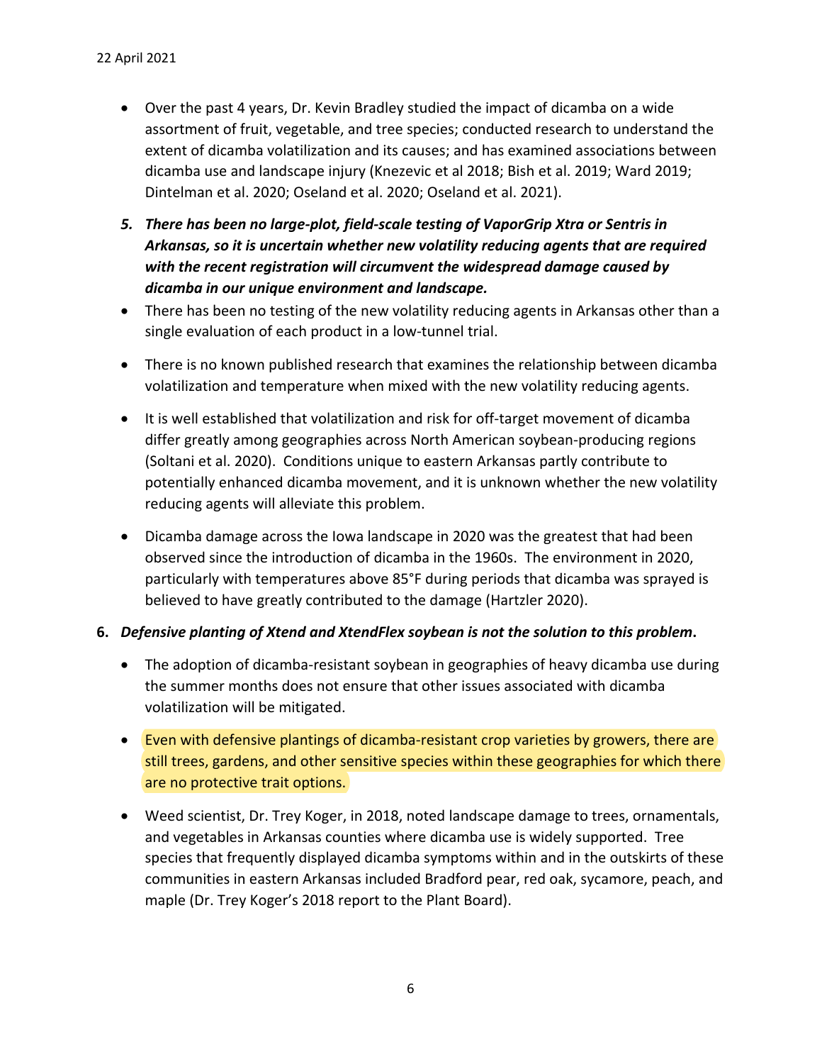22 April 2021

- Over the past 4 years, Dr. Kevin Bradley studied the impact of dicamba on a wide assortment of fruit, vegetable, and tree species; conducted research to understand the extent of dicamba volatilization and its causes; and has examined associations between dicamba use and landscape injury (Knezevic et al 2018; Bish et al. 2019; Ward 2019; Dintelman et al. 2020; Oseland et al. 2020; Oseland et al. 2021).

5. ***There has been no large-plot, field-scale testing of VaporGrip Xtra or Sentris in Arkansas, so it is uncertain whether new volatility reducing agents that are required with the recent registration will circumvent the widespread damage caused by dicamba in our unique environment and landscape.***

- There has been no testing of the new volatility reducing agents in Arkansas other than a single evaluation of each product in a low-tunnel trial.
- There is no known published research that examines the relationship between dicamba volatilization and temperature when mixed with the new volatility reducing agents.
- It is well established that volatilization and risk for off-target movement of dicamba differ greatly among geographies across North American soybean-producing regions (Soltani et al. 2020). Conditions unique to eastern Arkansas partly contribute to potentially enhanced dicamba movement, and it is unknown whether the new volatility reducing agents will alleviate this problem.
- Dicamba damage across the Iowa landscape in 2020 was the greatest that had been observed since the introduction of dicamba in the 1960s. The environment in 2020, particularly with temperatures above 85°F during periods that dicamba was sprayed is believed to have greatly contributed to the damage (Hartzler 2020).

6. ***Defensive planting of Xtend and XtendFlex soybean is not the solution to this problem.***

- The adoption of dicamba-resistant soybean in geographies of heavy dicamba use during the summer months does not ensure that other issues associated with dicamba volatilization will be mitigated.
- Even with defensive plantings of dicamba-resistant crop varieties by growers, there are still trees, gardens, and other sensitive species within these geographies for which there are no protective trait options.
- Weed scientist, Dr. Trey Koger, in 2018, noted landscape damage to trees, ornamentals, and vegetables in Arkansas counties where dicamba use is widely supported. Tree species that frequently displayed dicamba symptoms within and in the outskirts of these communities in eastern Arkansas included Bradford pear, red oak, sycamore, peach, and maple (Dr. Trey Koger's 2018 report to the Plant Board).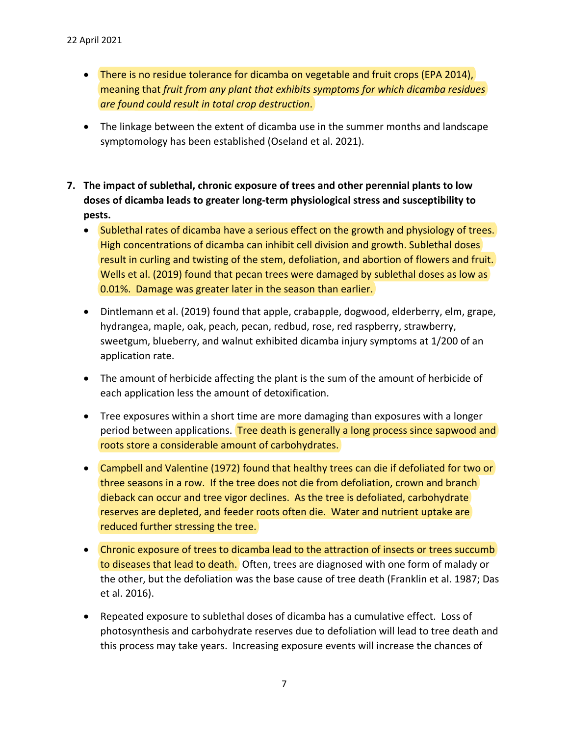- There is no residue tolerance for dicamba on vegetable and fruit crops (EPA 2014), meaning that *fruit from any plant that exhibits symptoms for which dicamba residues are found could result in total crop destruction*.

- The linkage between the extent of dicamba use in the summer months and landscape symptomology has been established (Oseland et al. 2021).

7. **The impact of sublethal, chronic exposure of trees and other perennial plants to low doses of dicamba leads to greater long-term physiological stress and susceptibility to pests.**

   - Sublethal rates of dicamba have a serious effect on the growth and physiology of trees. High concentrations of dicamba can inhibit cell division and growth. Sublethal doses result in curling and twisting of the stem, defoliation, and abortion of flowers and fruit. Wells et al. (2019) found that pecan trees were damaged by sublethal doses as low as 0.01%. Damage was greater later in the season than earlier.

   - Dintlemann et al. (2019) found that apple, crabapple, dogwood, elderberry, elm, grape, hydrangea, maple, oak, peach, pecan, redbud, rose, red raspberry, strawberry, sweetgum, blueberry, and walnut exhibited dicamba injury symptoms at 1/200 of an application rate.

   - The amount of herbicide affecting the plant is the sum of the amount of herbicide of each application less the amount of detoxification.

   - Tree exposures within a short time are more damaging than exposures with a longer period between applications. Tree death is generally a long process since sapwood and roots store a considerable amount of carbohydrates.

   - Campbell and Valentine (1972) found that healthy trees can die if defoliated for two or three seasons in a row. If the tree does not die from defoliation, crown and branch dieback can occur and tree vigor declines. As the tree is defoliated, carbohydrate reserves are depleted, and feeder roots often die. Water and nutrient uptake are reduced further stressing the tree.

   - Chronic exposure of trees to dicamba lead to the attraction of insects or trees succumb to diseases that lead to death. Often, trees are diagnosed with one form of malady or the other, but the defoliation was the base cause of tree death (Franklin et al. 1987; Das et al. 2016).

   - Repeated exposure to sublethal doses of dicamba has a cumulative effect. Loss of photosynthesis and carbohydrate reserves due to defoliation will lead to tree death and this process may take years. Increasing exposure events will increase the chances of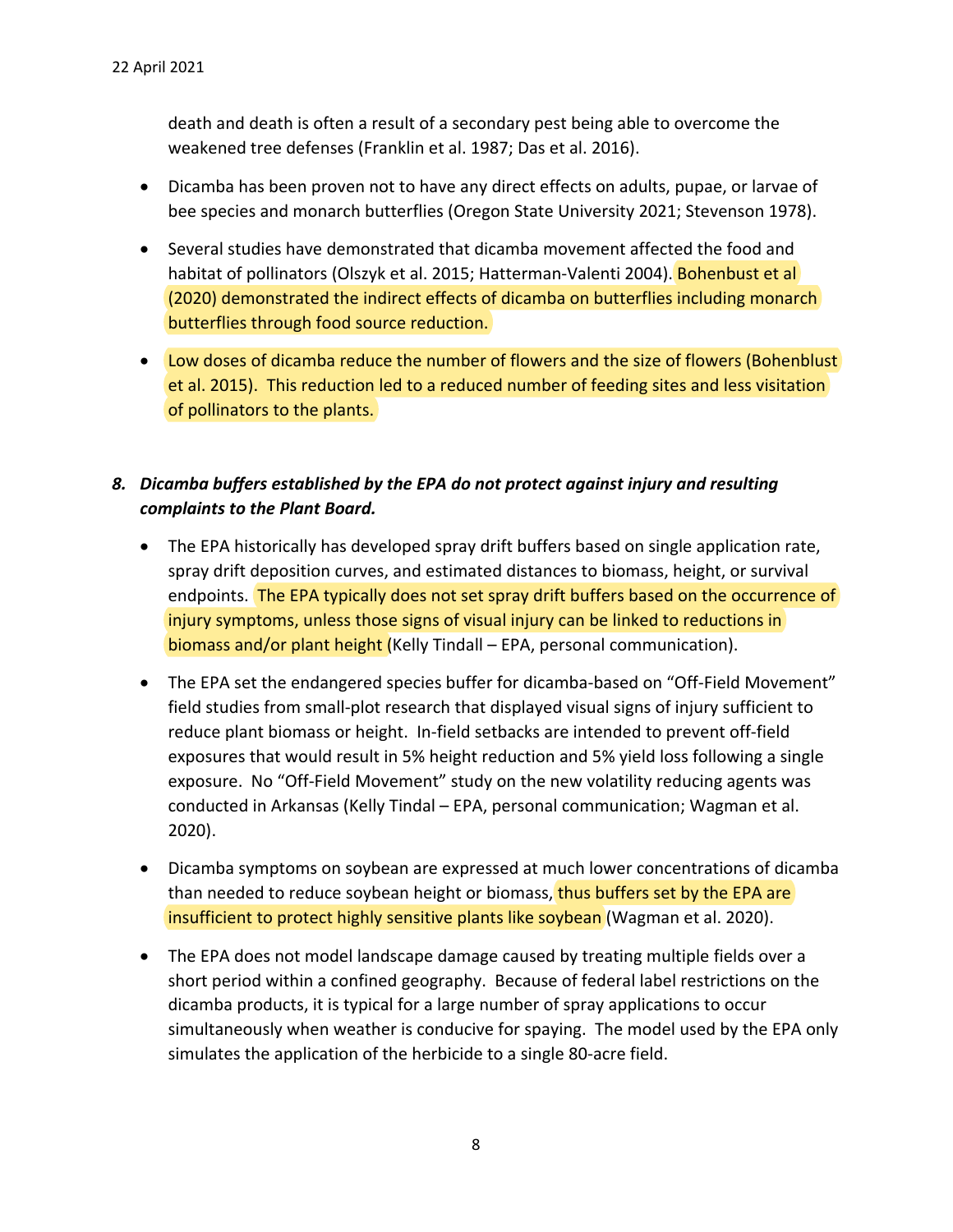death and death is often a result of a secondary pest being able to overcome the weakened tree defenses (Franklin et al. 1987; Das et al. 2016).

- Dicamba has been proven not to have any direct effects on adults, pupae, or larvae of bee species and monarch butterflies (Oregon State University 2021; Stevenson 1978).
- Several studies have demonstrated that dicamba movement affected the food and habitat of pollinators (Olszyk et al. 2015; Hatterman-Valenti 2004). Bohenbust et al (2020) demonstrated the indirect effects of dicamba on butterflies including monarch butterflies through food source reduction.
- Low doses of dicamba reduce the number of flowers and the size of flowers (Bohenblust et al. 2015). This reduction led to a reduced number of feeding sites and less visitation of pollinators to the plants.

***8. Dicamba buffers established by the EPA do not protect against injury and resulting complaints to the Plant Board.***

- The EPA historically has developed spray drift buffers based on single application rate, spray drift deposition curves, and estimated distances to biomass, height, or survival endpoints. The EPA typically does not set spray drift buffers based on the occurrence of injury symptoms, unless those signs of visual injury can be linked to reductions in biomass and/or plant height (Kelly Tindall – EPA, personal communication).
- The EPA set the endangered species buffer for dicamba-based on "Off-Field Movement" field studies from small-plot research that displayed visual signs of injury sufficient to reduce plant biomass or height. In-field setbacks are intended to prevent off-field exposures that would result in 5% height reduction and 5% yield loss following a single exposure. No "Off-Field Movement" study on the new volatility reducing agents was conducted in Arkansas (Kelly Tindal – EPA, personal communication; Wagman et al. 2020).
- Dicamba symptoms on soybean are expressed at much lower concentrations of dicamba than needed to reduce soybean height or biomass, thus buffers set by the EPA are insufficient to protect highly sensitive plants like soybean (Wagman et al. 2020).
- The EPA does not model landscape damage caused by treating multiple fields over a short period within a confined geography. Because of federal label restrictions on the dicamba products, it is typical for a large number of spray applications to occur simultaneously when weather is conducive for spaying. The model used by the EPA only simulates the application of the herbicide to a single 80-acre field.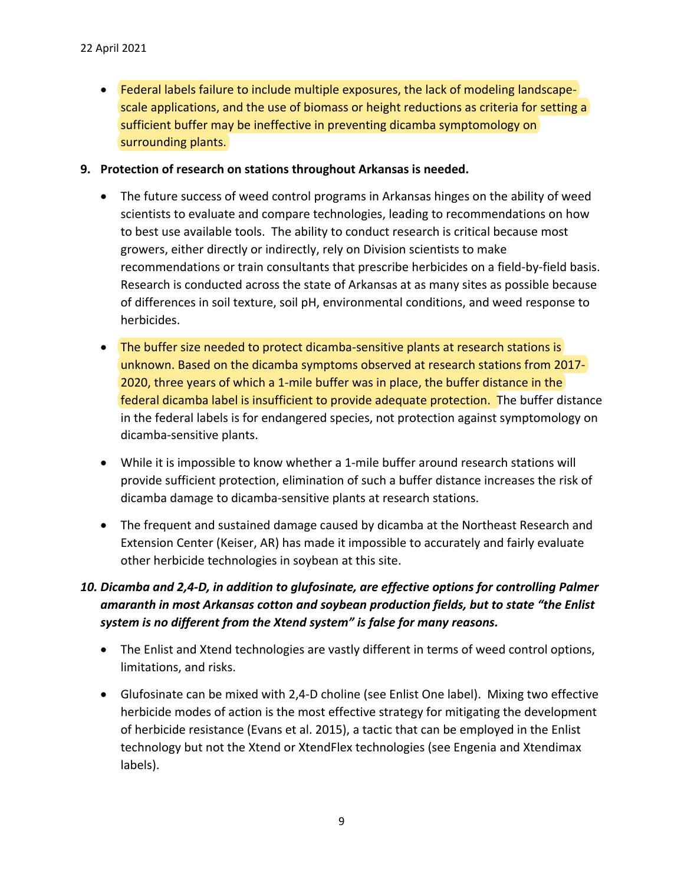- Federal labels failure to include multiple exposures, the lack of modeling landscape-scale applications, and the use of biomass or height reductions as criteria for setting a sufficient buffer may be ineffective in preventing dicamba symptomology on surrounding plants.

**9. Protection of research on stations throughout Arkansas is needed.**

- The future success of weed control programs in Arkansas hinges on the ability of weed scientists to evaluate and compare technologies, leading to recommendations on how to best use available tools. The ability to conduct research is critical because most growers, either directly or indirectly, rely on Division scientists to make recommendations or train consultants that prescribe herbicides on a field-by-field basis. Research is conducted across the state of Arkansas at as many sites as possible because of differences in soil texture, soil pH, environmental conditions, and weed response to herbicides.
- The buffer size needed to protect dicamba-sensitive plants at research stations is unknown. Based on the dicamba symptoms observed at research stations from 2017-2020, three years of which a 1-mile buffer was in place, the buffer distance in the federal dicamba label is insufficient to provide adequate protection. The buffer distance in the federal labels is for endangered species, not protection against symptomology on dicamba-sensitive plants.
- While it is impossible to know whether a 1-mile buffer around research stations will provide sufficient protection, elimination of such a buffer distance increases the risk of dicamba damage to dicamba-sensitive plants at research stations.
- The frequent and sustained damage caused by dicamba at the Northeast Research and Extension Center (Keiser, AR) has made it impossible to accurately and fairly evaluate other herbicide technologies in soybean at this site.

***10. Dicamba and 2,4-D, in addition to glufosinate, are effective options for controlling Palmer amaranth in most Arkansas cotton and soybean production fields, but to state "the Enlist system is no different from the Xtend system" is false for many reasons.***

- The Enlist and Xtend technologies are vastly different in terms of weed control options, limitations, and risks.
- Glufosinate can be mixed with 2,4-D choline (see Enlist One label). Mixing two effective herbicide modes of action is the most effective strategy for mitigating the development of herbicide resistance (Evans et al. 2015), a tactic that can be employed in the Enlist technology but not the Xtend or XtendFlex technologies (see Engenia and Xtendimax labels).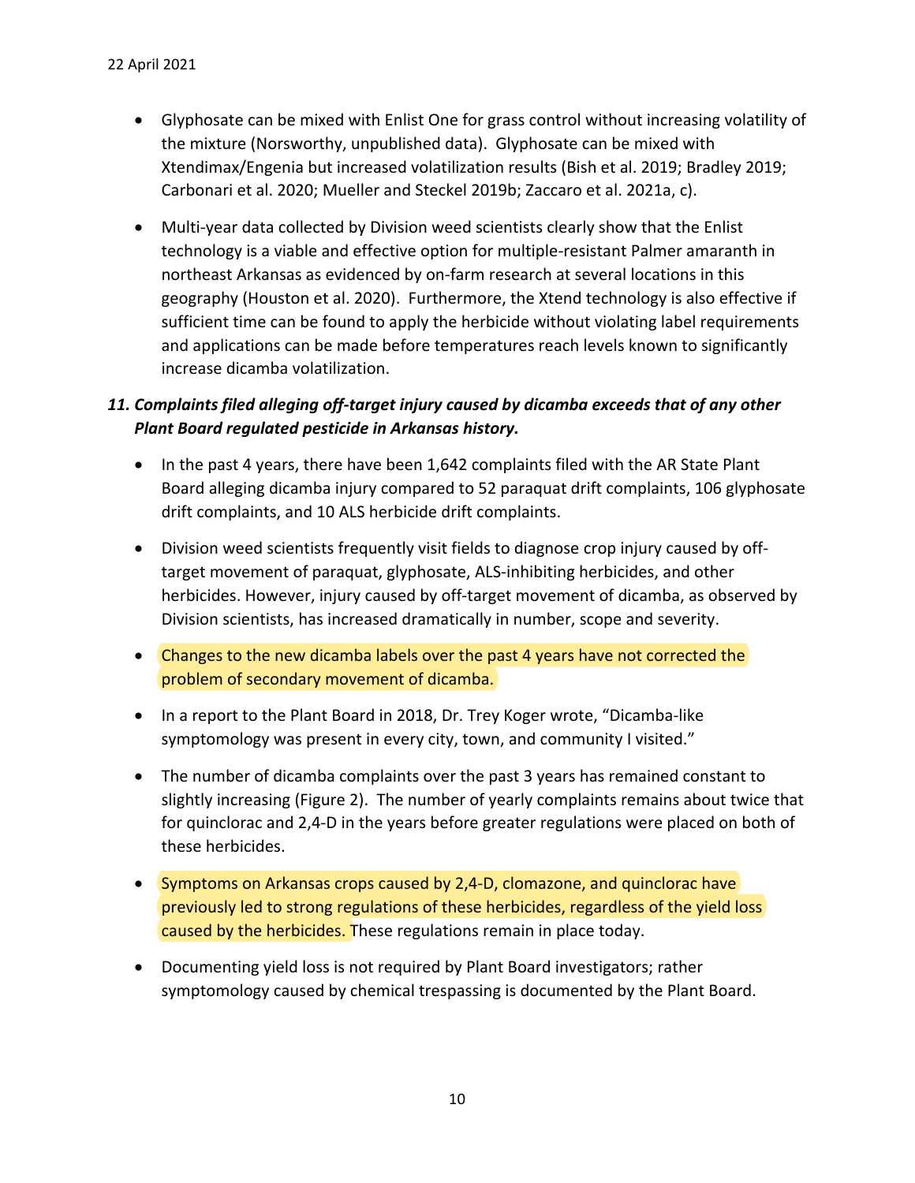22 April 2021

- Glyphosate can be mixed with Enlist One for grass control without increasing volatility of the mixture (Norsworthy, unpublished data). Glyphosate can be mixed with Xtendimax/Engenia but increased volatilization results (Bish et al. 2019; Bradley 2019; Carbonari et al. 2020; Mueller and Steckel 2019b; Zaccaro et al. 2021a, c).
- Multi-year data collected by Division weed scientists clearly show that the Enlist technology is a viable and effective option for multiple-resistant Palmer amaranth in northeast Arkansas as evidenced by on-farm research at several locations in this geography (Houston et al. 2020). Furthermore, the Xtend technology is also effective if sufficient time can be found to apply the herbicide without violating label requirements and applications can be made before temperatures reach levels known to significantly increase dicamba volatilization.

***11. Complaints filed alleging off-target injury caused by dicamba exceeds that of any other Plant Board regulated pesticide in Arkansas history.***

- In the past 4 years, there have been 1,642 complaints filed with the AR State Plant Board alleging dicamba injury compared to 52 paraquat drift complaints, 106 glyphosate drift complaints, and 10 ALS herbicide drift complaints.
- Division weed scientists frequently visit fields to diagnose crop injury caused by off-target movement of paraquat, glyphosate, ALS-inhibiting herbicides, and other herbicides. However, injury caused by off-target movement of dicamba, as observed by Division scientists, has increased dramatically in number, scope and severity.
- Changes to the new dicamba labels over the past 4 years have not corrected the problem of secondary movement of dicamba.
- In a report to the Plant Board in 2018, Dr. Trey Koger wrote, "Dicamba-like symptomology was present in every city, town, and community I visited."
- The number of dicamba complaints over the past 3 years has remained constant to slightly increasing (Figure 2). The number of yearly complaints remains about twice that for quinclorac and 2,4-D in the years before greater regulations were placed on both of these herbicides.
- Symptoms on Arkansas crops caused by 2,4-D, clomazone, and quinclorac have previously led to strong regulations of these herbicides, regardless of the yield loss caused by the herbicides. These regulations remain in place today.
- Documenting yield loss is not required by Plant Board investigators; rather symptomology caused by chemical trespassing is documented by the Plant Board.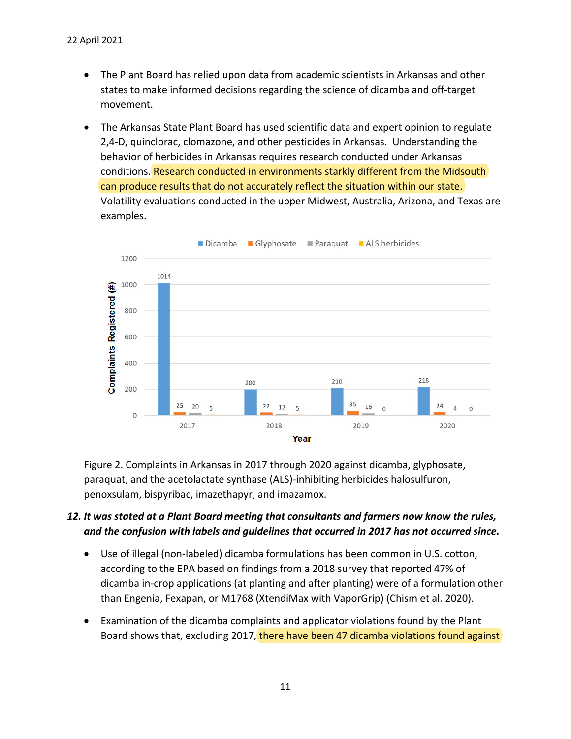22 April 2021

- The Plant Board has relied upon data from academic scientists in Arkansas and other states to make informed decisions regarding the science of dicamba and off-target movement.
- The Arkansas State Plant Board has used scientific data and expert opinion to regulate 2,4-D, quinclorac, clomazone, and other pesticides in Arkansas. Understanding the behavior of herbicides in Arkansas requires research conducted under Arkansas conditions. Research conducted in environments starkly different from the Midsouth can produce results that do not accurately reflect the situation within our state. Volatility evaluations conducted in the upper Midwest, Australia, Arizona, and Texas are examples.

| Year | Dicamba | Glyphosate | Paraquat | ALS herbicides |
|---|---|---|---|---|
| 2017 | 1014 | 25 | 20 | 5 |
| 2018 | 200 | 22 | 12 | 5 |
| 2019 | 210 | 35 | 16 | 0 |
| 2020 | 218 | 24 | 4 | 0 |

Figure 2. Complaints in Arkansas in 2017 through 2020 against dicamba, glyphosate, paraquat, and the acetolactate synthase (ALS)-inhibiting herbicides halosulfuron, penoxsulam, bispyribac, imazethapyr, and imazamox.

***12. It was stated at a Plant Board meeting that consultants and farmers now know the rules, and the confusion with labels and guidelines that occurred in 2017 has not occurred since.***

- Use of illegal (non-labeled) dicamba formulations has been common in U.S. cotton, according to the EPA based on findings from a 2018 survey that reported 47% of dicamba in-crop applications (at planting and after planting) were of a formulation other than Engenia, Fexapan, or M1768 (XtendiMax with VaporGrip) (Chism et al. 2020).
- Examination of the dicamba complaints and applicator violations found by the Plant Board shows that, excluding 2017, there have been 47 dicamba violations found against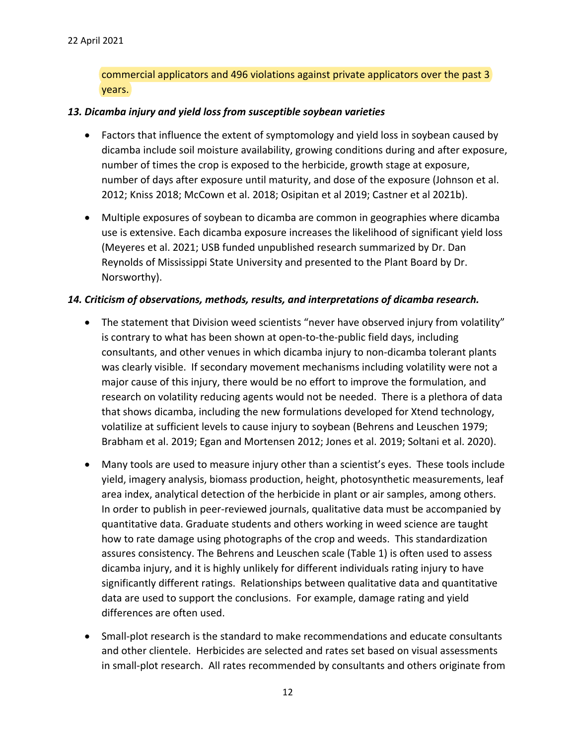commercial applicators and 496 violations against private applicators over the past 3 years.

### *13. Dicamba injury and yield loss from susceptible soybean varieties*

- Factors that influence the extent of symptomology and yield loss in soybean caused by dicamba include soil moisture availability, growing conditions during and after exposure, number of times the crop is exposed to the herbicide, growth stage at exposure, number of days after exposure until maturity, and dose of the exposure (Johnson et al. 2012; Kniss 2018; McCown et al. 2018; Osipitan et al 2019; Castner et al 2021b).

- Multiple exposures of soybean to dicamba are common in geographies where dicamba use is extensive. Each dicamba exposure increases the likelihood of significant yield loss (Meyeres et al. 2021; USB funded unpublished research summarized by Dr. Dan Reynolds of Mississippi State University and presented to the Plant Board by Dr. Norsworthy).

### *14. Criticism of observations, methods, results, and interpretations of dicamba research.*

- The statement that Division weed scientists "never have observed injury from volatility" is contrary to what has been shown at open-to-the-public field days, including consultants, and other venues in which dicamba injury to non-dicamba tolerant plants was clearly visible. If secondary movement mechanisms including volatility were not a major cause of this injury, there would be no effort to improve the formulation, and research on volatility reducing agents would not be needed. There is a plethora of data that shows dicamba, including the new formulations developed for Xtend technology, volatilize at sufficient levels to cause injury to soybean (Behrens and Leuschen 1979; Brabham et al. 2019; Egan and Mortensen 2012; Jones et al. 2019; Soltani et al. 2020).

- Many tools are used to measure injury other than a scientist's eyes. These tools include yield, imagery analysis, biomass production, height, photosynthetic measurements, leaf area index, analytical detection of the herbicide in plant or air samples, among others. In order to publish in peer-reviewed journals, qualitative data must be accompanied by quantitative data. Graduate students and others working in weed science are taught how to rate damage using photographs of the crop and weeds. This standardization assures consistency. The Behrens and Leuschen scale (Table 1) is often used to assess dicamba injury, and it is highly unlikely for different individuals rating injury to have significantly different ratings. Relationships between qualitative data and quantitative data are used to support the conclusions. For example, damage rating and yield differences are often used.

- Small-plot research is the standard to make recommendations and educate consultants and other clientele. Herbicides are selected and rates set based on visual assessments in small-plot research. All rates recommended by consultants and others originate from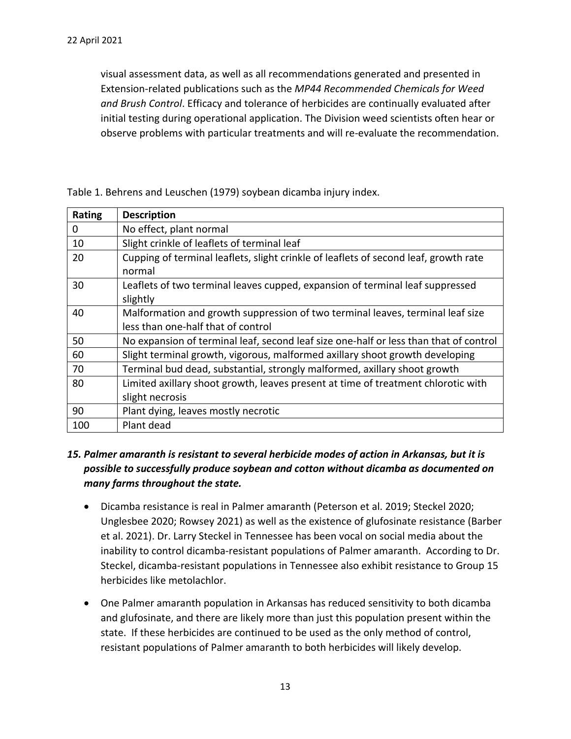visual assessment data, as well as all recommendations generated and presented in Extension-related publications such as the *MP44 Recommended Chemicals for Weed and Brush Control*. Efficacy and tolerance of herbicides are continually evaluated after initial testing during operational application. The Division weed scientists often hear or observe problems with particular treatments and will re-evaluate the recommendation.

Table 1. Behrens and Leuschen (1979) soybean dicamba injury index.

| Rating | Description |
|---|---|
| 0 | No effect, plant normal |
| 10 | Slight crinkle of leaflets of terminal leaf |
| 20 | Cupping of terminal leaflets, slight crinkle of leaflets of second leaf, growth rate normal |
| 30 | Leaflets of two terminal leaves cupped, expansion of terminal leaf suppressed slightly |
| 40 | Malformation and growth suppression of two terminal leaves, terminal leaf size less than one-half that of control |
| 50 | No expansion of terminal leaf, second leaf size one-half or less than that of control |
| 60 | Slight terminal growth, vigorous, malformed axillary shoot growth developing |
| 70 | Terminal bud dead, substantial, strongly malformed, axillary shoot growth |
| 80 | Limited axillary shoot growth, leaves present at time of treatment chlorotic with slight necrosis |
| 90 | Plant dying, leaves mostly necrotic |
| 100 | Plant dead |

***15. Palmer amaranth is resistant to several herbicide modes of action in Arkansas, but it is possible to successfully produce soybean and cotton without dicamba as documented on many farms throughout the state.***

- Dicamba resistance is real in Palmer amaranth (Peterson et al. 2019; Steckel 2020; Unglesbee 2020; Rowsey 2021) as well as the existence of glufosinate resistance (Barber et al. 2021). Dr. Larry Steckel in Tennessee has been vocal on social media about the inability to control dicamba-resistant populations of Palmer amaranth. According to Dr. Steckel, dicamba-resistant populations in Tennessee also exhibit resistance to Group 15 herbicides like metolachlor.

- One Palmer amaranth population in Arkansas has reduced sensitivity to both dicamba and glufosinate, and there are likely more than just this population present within the state. If these herbicides are continued to be used as the only method of control, resistant populations of Palmer amaranth to both herbicides will likely develop.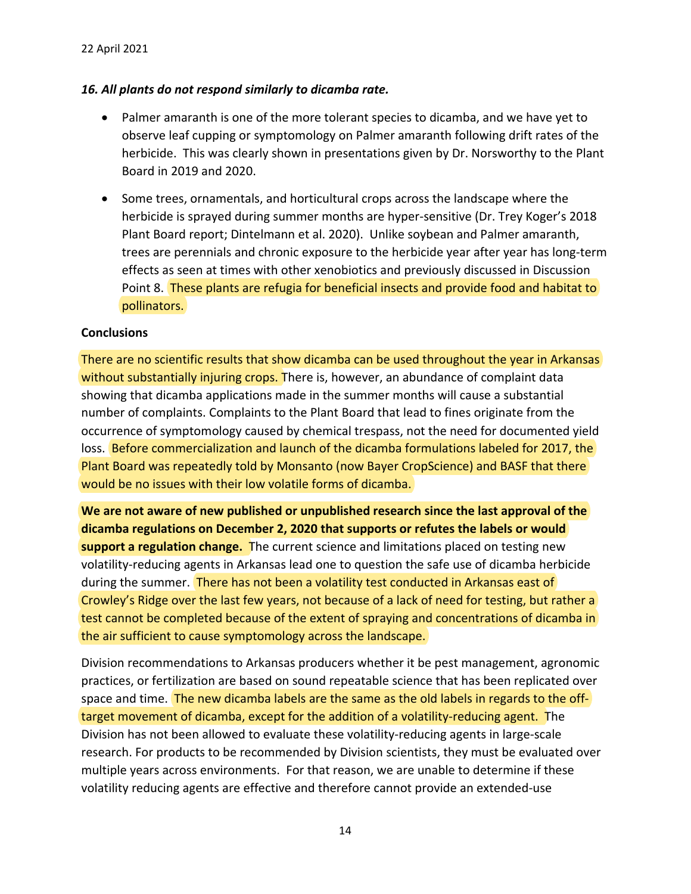22 April 2021

***16. All plants do not respond similarly to dicamba rate.***

- Palmer amaranth is one of the more tolerant species to dicamba, and we have yet to observe leaf cupping or symptomology on Palmer amaranth following drift rates of the herbicide. This was clearly shown in presentations given by Dr. Norsworthy to the Plant Board in 2019 and 2020.
- Some trees, ornamentals, and horticultural crops across the landscape where the herbicide is sprayed during summer months are hyper-sensitive (Dr. Trey Koger's 2018 Plant Board report; Dintelmann et al. 2020). Unlike soybean and Palmer amaranth, trees are perennials and chronic exposure to the herbicide year after year has long-term effects as seen at times with other xenobiotics and previously discussed in Discussion Point 8. These plants are refugia for beneficial insects and provide food and habitat to pollinators.

**Conclusions**

There are no scientific results that show dicamba can be used throughout the year in Arkansas without substantially injuring crops. There is, however, an abundance of complaint data showing that dicamba applications made in the summer months will cause a substantial number of complaints. Complaints to the Plant Board that lead to fines originate from the occurrence of symptomology caused by chemical trespass, not the need for documented yield loss. Before commercialization and launch of the dicamba formulations labeled for 2017, the Plant Board was repeatedly told by Monsanto (now Bayer CropScience) and BASF that there would be no issues with their low volatile forms of dicamba.

**We are not aware of new published or unpublished research since the last approval of the dicamba regulations on December 2, 2020 that supports or refutes the labels or would support a regulation change.** The current science and limitations placed on testing new volatility-reducing agents in Arkansas lead one to question the safe use of dicamba herbicide during the summer. There has not been a volatility test conducted in Arkansas east of Crowley's Ridge over the last few years, not because of a lack of need for testing, but rather a test cannot be completed because of the extent of spraying and concentrations of dicamba in the air sufficient to cause symptomology across the landscape.

Division recommendations to Arkansas producers whether it be pest management, agronomic practices, or fertilization are based on sound repeatable science that has been replicated over space and time. The new dicamba labels are the same as the old labels in regards to the off-target movement of dicamba, except for the addition of a volatility-reducing agent. The Division has not been allowed to evaluate these volatility-reducing agents in large-scale research. For products to be recommended by Division scientists, they must be evaluated over multiple years across environments. For that reason, we are unable to determine if these volatility reducing agents are effective and therefore cannot provide an extended-use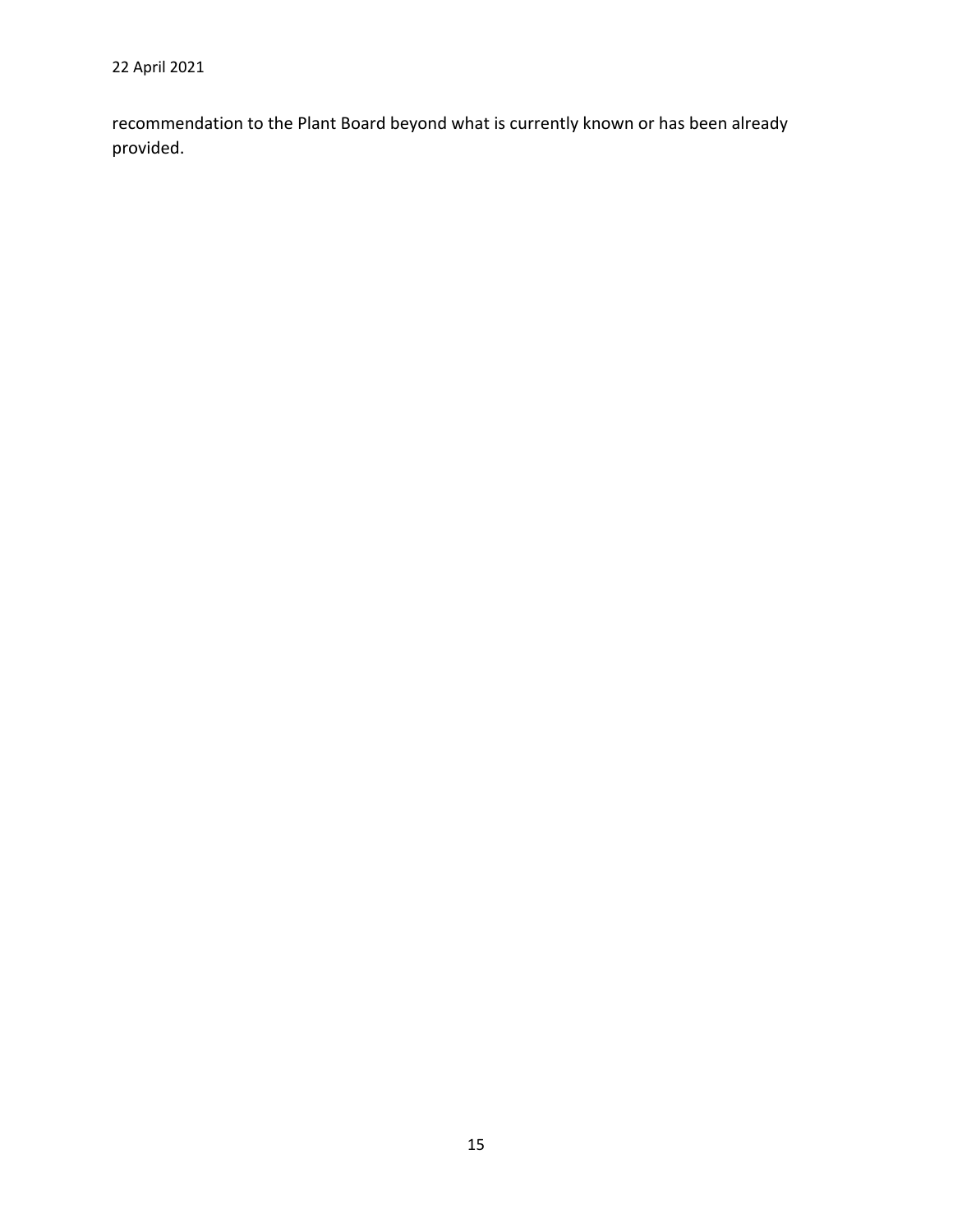recommendation to the Plant Board beyond what is currently known or has been already provided.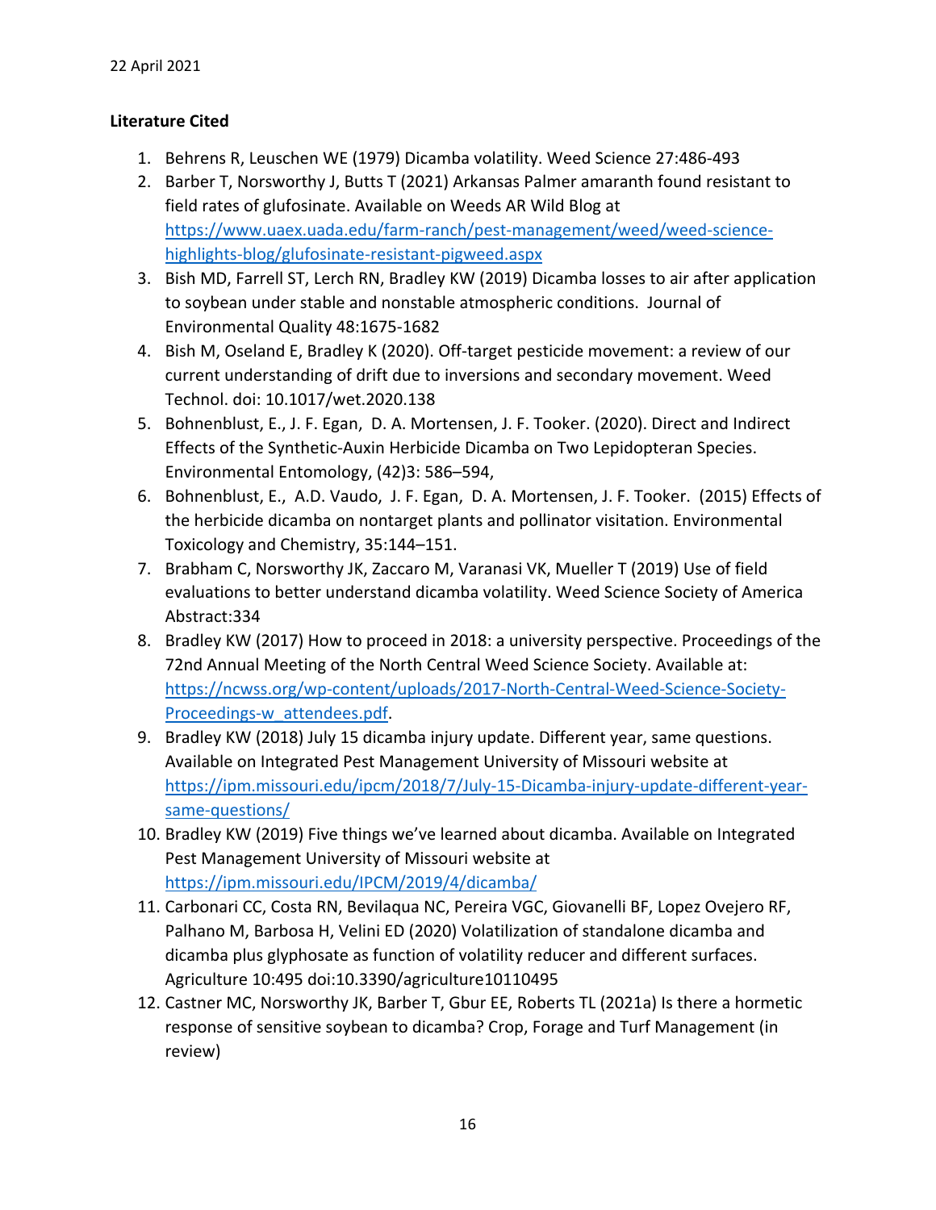22 April 2021

**Literature Cited**

1. Behrens R, Leuschen WE (1979) Dicamba volatility. Weed Science 27:486-493
2. Barber T, Norsworthy J, Butts T (2021) Arkansas Palmer amaranth found resistant to field rates of glufosinate. Available on Weeds AR Wild Blog at https://www.uaex.uada.edu/farm-ranch/pest-management/weed/weed-science-highlights-blog/glufosinate-resistant-pigweed.aspx
3. Bish MD, Farrell ST, Lerch RN, Bradley KW (2019) Dicamba losses to air after application to soybean under stable and nonstable atmospheric conditions. Journal of Environmental Quality 48:1675-1682
4. Bish M, Oseland E, Bradley K (2020). Off-target pesticide movement: a review of our current understanding of drift due to inversions and secondary movement. Weed Technol. doi: 10.1017/wet.2020.138
5. Bohnenblust, E., J. F. Egan, D. A. Mortensen, J. F. Tooker. (2020). Direct and Indirect Effects of the Synthetic-Auxin Herbicide Dicamba on Two Lepidopteran Species. Environmental Entomology, (42)3: 586–594,
6. Bohnenblust, E., A.D. Vaudo, J. F. Egan, D. A. Mortensen, J. F. Tooker. (2015) Effects of the herbicide dicamba on nontarget plants and pollinator visitation. Environmental Toxicology and Chemistry, 35:144–151.
7. Brabham C, Norsworthy JK, Zaccaro M, Varanasi VK, Mueller T (2019) Use of field evaluations to better understand dicamba volatility. Weed Science Society of America Abstract:334
8. Bradley KW (2017) How to proceed in 2018: a university perspective. Proceedings of the 72nd Annual Meeting of the North Central Weed Science Society. Available at: https://ncwss.org/wp-content/uploads/2017-North-Central-Weed-Science-Society-Proceedings-w_attendees.pdf.
9. Bradley KW (2018) July 15 dicamba injury update. Different year, same questions. Available on Integrated Pest Management University of Missouri website at https://ipm.missouri.edu/ipcm/2018/7/July-15-Dicamba-injury-update-different-year-same-questions/
10. Bradley KW (2019) Five things we've learned about dicamba. Available on Integrated Pest Management University of Missouri website at https://ipm.missouri.edu/IPCM/2019/4/dicamba/
11. Carbonari CC, Costa RN, Bevilaqua NC, Pereira VGC, Giovanelli BF, Lopez Ovejero RF, Palhano M, Barbosa H, Velini ED (2020) Volatilization of standalone dicamba and dicamba plus glyphosate as function of volatility reducer and different surfaces. Agriculture 10:495 doi:10.3390/agriculture10110495
12. Castner MC, Norsworthy JK, Barber T, Gbur EE, Roberts TL (2021a) Is there a hormetic response of sensitive soybean to dicamba? Crop, Forage and Turf Management (in review)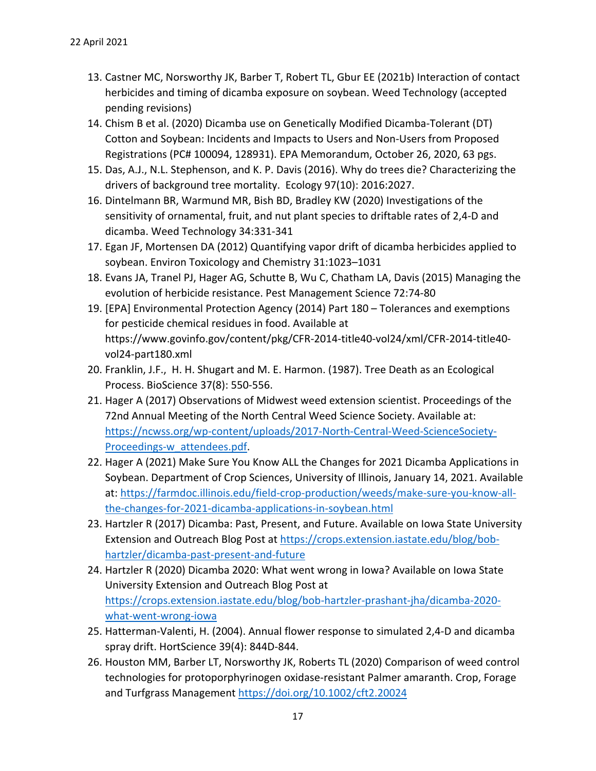13. Castner MC, Norsworthy JK, Barber T, Robert TL, Gbur EE (2021b) Interaction of contact herbicides and timing of dicamba exposure on soybean. Weed Technology (accepted pending revisions)
14. Chism B et al. (2020) Dicamba use on Genetically Modified Dicamba-Tolerant (DT) Cotton and Soybean: Incidents and Impacts to Users and Non-Users from Proposed Registrations (PC# 100094, 128931). EPA Memorandum, October 26, 2020, 63 pgs.
15. Das, A.J., N.L. Stephenson, and K. P. Davis (2016). Why do trees die? Characterizing the drivers of background tree mortality. Ecology 97(10): 2016:2027.
16. Dintelmann BR, Warmund MR, Bish BD, Bradley KW (2020) Investigations of the sensitivity of ornamental, fruit, and nut plant species to driftable rates of 2,4-D and dicamba. Weed Technology 34:331-341
17. Egan JF, Mortensen DA (2012) Quantifying vapor drift of dicamba herbicides applied to soybean. Environ Toxicology and Chemistry 31:1023–1031
18. Evans JA, Tranel PJ, Hager AG, Schutte B, Wu C, Chatham LA, Davis (2015) Managing the evolution of herbicide resistance. Pest Management Science 72:74-80
19. [EPA] Environmental Protection Agency (2014) Part 180 – Tolerances and exemptions for pesticide chemical residues in food. Available at https://www.govinfo.gov/content/pkg/CFR-2014-title40-vol24/xml/CFR-2014-title40-vol24-part180.xml
20. Franklin, J.F., H. H. Shugart and M. E. Harmon. (1987). Tree Death as an Ecological Process. BioScience 37(8): 550-556.
21. Hager A (2017) Observations of Midwest weed extension scientist. Proceedings of the 72nd Annual Meeting of the North Central Weed Science Society. Available at: [https://ncwss.org/wp-content/uploads/2017-North-Central-Weed-ScienceSociety-Proceedings-w_attendees.pdf](https://ncwss.org/wp-content/uploads/2017-North-Central-Weed-ScienceSociety-Proceedings-w_attendees.pdf).
22. Hager A (2021) Make Sure You Know ALL the Changes for 2021 Dicamba Applications in Soybean. Department of Crop Sciences, University of Illinois, January 14, 2021. Available at: [https://farmdoc.illinois.edu/field-crop-production/weeds/make-sure-you-know-all-the-changes-for-2021-dicamba-applications-in-soybean.html](https://farmdoc.illinois.edu/field-crop-production/weeds/make-sure-you-know-all-the-changes-for-2021-dicamba-applications-in-soybean.html)
23. Hartzler R (2017) Dicamba: Past, Present, and Future. Available on Iowa State University Extension and Outreach Blog Post at [https://crops.extension.iastate.edu/blog/bob-hartzler/dicamba-past-present-and-future](https://crops.extension.iastate.edu/blog/bob-hartzler/dicamba-past-present-and-future)
24. Hartzler R (2020) Dicamba 2020: What went wrong in Iowa? Available on Iowa State University Extension and Outreach Blog Post at [https://crops.extension.iastate.edu/blog/bob-hartzler-prashant-jha/dicamba-2020-what-went-wrong-iowa](https://crops.extension.iastate.edu/blog/bob-hartzler-prashant-jha/dicamba-2020-what-went-wrong-iowa)
25. Hatterman-Valenti, H. (2004). Annual flower response to simulated 2,4-D and dicamba spray drift. HortScience 39(4): 844D-844.
26. Houston MM, Barber LT, Norsworthy JK, Roberts TL (2020) Comparison of weed control technologies for protoporphyrinogen oxidase-resistant Palmer amaranth. Crop, Forage and Turfgrass Management [https://doi.org/10.1002/cft2.20024](https://doi.org/10.1002/cft2.20024)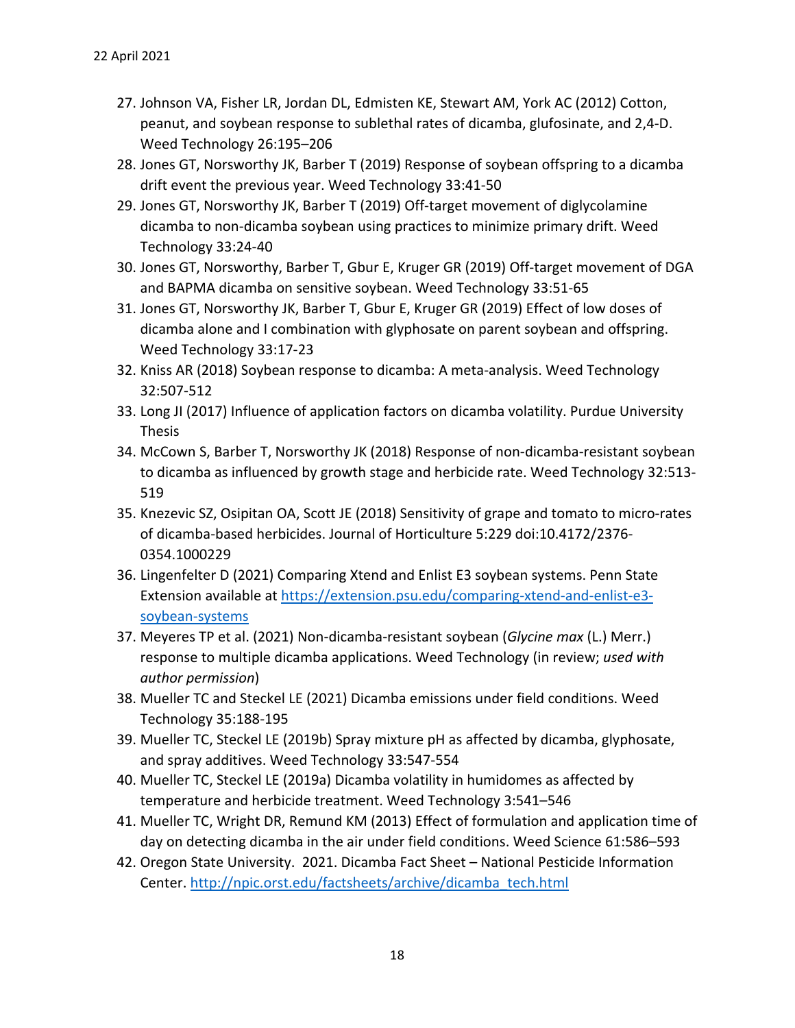27. Johnson VA, Fisher LR, Jordan DL, Edmisten KE, Stewart AM, York AC (2012) Cotton, peanut, and soybean response to sublethal rates of dicamba, glufosinate, and 2,4-D. Weed Technology 26:195–206
28. Jones GT, Norsworthy JK, Barber T (2019) Response of soybean offspring to a dicamba drift event the previous year. Weed Technology 33:41-50
29. Jones GT, Norsworthy JK, Barber T (2019) Off-target movement of diglycolamine dicamba to non-dicamba soybean using practices to minimize primary drift. Weed Technology 33:24-40
30. Jones GT, Norsworthy, Barber T, Gbur E, Kruger GR (2019) Off-target movement of DGA and BAPMA dicamba on sensitive soybean. Weed Technology 33:51-65
31. Jones GT, Norsworthy JK, Barber T, Gbur E, Kruger GR (2019) Effect of low doses of dicamba alone and I combination with glyphosate on parent soybean and offspring. Weed Technology 33:17-23
32. Kniss AR (2018) Soybean response to dicamba: A meta-analysis. Weed Technology 32:507-512
33. Long JI (2017) Influence of application factors on dicamba volatility. Purdue University Thesis
34. McCown S, Barber T, Norsworthy JK (2018) Response of non-dicamba-resistant soybean to dicamba as influenced by growth stage and herbicide rate. Weed Technology 32:513-519
35. Knezevic SZ, Osipitan OA, Scott JE (2018) Sensitivity of grape and tomato to micro-rates of dicamba-based herbicides. Journal of Horticulture 5:229 doi:10.4172/2376-0354.1000229
36. Lingenfelter D (2021) Comparing Xtend and Enlist E3 soybean systems. Penn State Extension available at [https://extension.psu.edu/comparing-xtend-and-enlist-e3-soybean-systems](https://extension.psu.edu/comparing-xtend-and-enlist-e3-soybean-systems)
37. Meyeres TP et al. (2021) Non-dicamba-resistant soybean (*Glycine max* (L.) Merr.) response to multiple dicamba applications. Weed Technology (in review; *used with author permission*)
38. Mueller TC and Steckel LE (2021) Dicamba emissions under field conditions. Weed Technology 35:188-195
39. Mueller TC, Steckel LE (2019b) Spray mixture pH as affected by dicamba, glyphosate, and spray additives. Weed Technology 33:547-554
40. Mueller TC, Steckel LE (2019a) Dicamba volatility in humidomes as affected by temperature and herbicide treatment. Weed Technology 3:541–546
41. Mueller TC, Wright DR, Remund KM (2013) Effect of formulation and application time of day on detecting dicamba in the air under field conditions. Weed Science 61:586–593
42. Oregon State University. 2021. Dicamba Fact Sheet – National Pesticide Information Center. [http://npic.orst.edu/factsheets/archive/dicamba_tech.html](http://npic.orst.edu/factsheets/archive/dicamba_tech.html)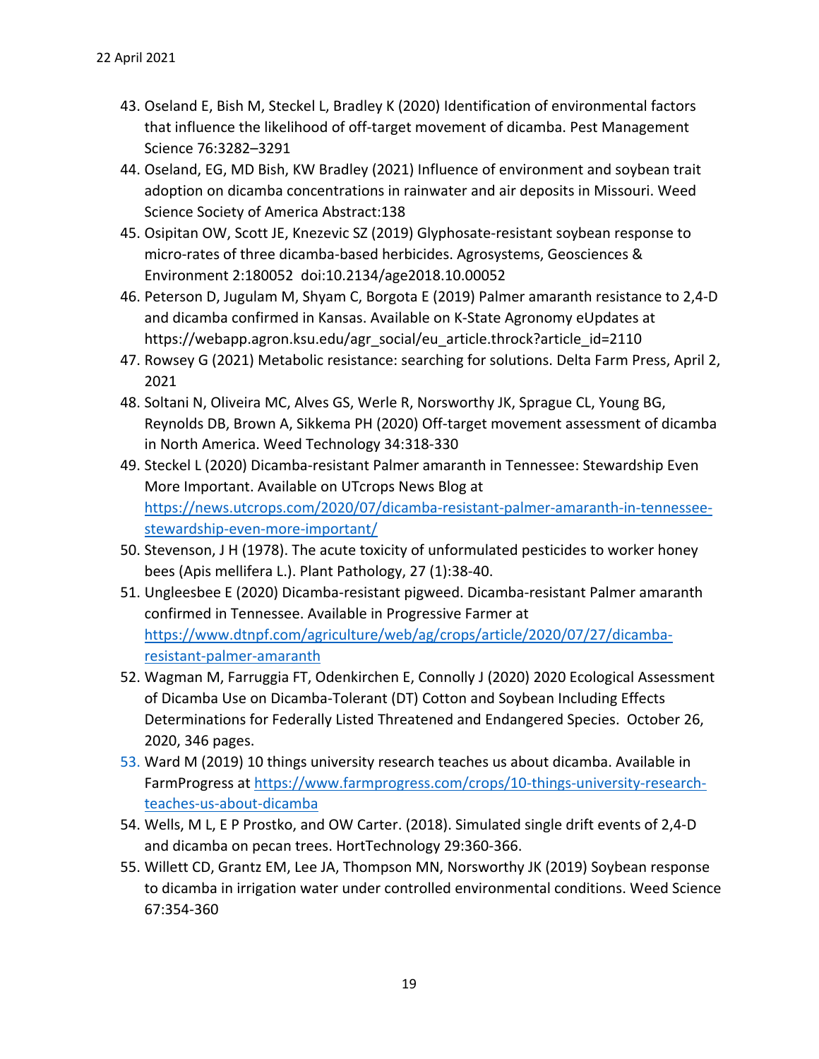43. Oseland E, Bish M, Steckel L, Bradley K (2020) Identification of environmental factors that influence the likelihood of off-target movement of dicamba. Pest Management Science 76:3282–3291
44. Oseland, EG, MD Bish, KW Bradley (2021) Influence of environment and soybean trait adoption on dicamba concentrations in rainwater and air deposits in Missouri. Weed Science Society of America Abstract:138
45. Osipitan OW, Scott JE, Knezevic SZ (2019) Glyphosate-resistant soybean response to micro-rates of three dicamba-based herbicides. Agrosystems, Geosciences & Environment 2:180052 doi:10.2134/age2018.10.00052
46. Peterson D, Jugulam M, Shyam C, Borgota E (2019) Palmer amaranth resistance to 2,4-D and dicamba confirmed in Kansas. Available on K-State Agronomy eUpdates at https://webapp.agron.ksu.edu/agr_social/eu_article.throck?article_id=2110
47. Rowsey G (2021) Metabolic resistance: searching for solutions. Delta Farm Press, April 2, 2021
48. Soltani N, Oliveira MC, Alves GS, Werle R, Norsworthy JK, Sprague CL, Young BG, Reynolds DB, Brown A, Sikkema PH (2020) Off-target movement assessment of dicamba in North America. Weed Technology 34:318-330
49. Steckel L (2020) Dicamba-resistant Palmer amaranth in Tennessee: Stewardship Even More Important. Available on UTcrops News Blog at https://news.utcrops.com/2020/07/dicamba-resistant-palmer-amaranth-in-tennessee-stewardship-even-more-important/
50. Stevenson, J H (1978). The acute toxicity of unformulated pesticides to worker honey bees (Apis mellifera L.). Plant Pathology, 27 (1):38-40.
51. Ungleesbee E (2020) Dicamba-resistant pigweed. Dicamba-resistant Palmer amaranth confirmed in Tennessee. Available in Progressive Farmer at https://www.dtnpf.com/agriculture/web/ag/crops/article/2020/07/27/dicamba-resistant-palmer-amaranth
52. Wagman M, Farruggia FT, Odenkirchen E, Connolly J (2020) 2020 Ecological Assessment of Dicamba Use on Dicamba-Tolerant (DT) Cotton and Soybean Including Effects Determinations for Federally Listed Threatened and Endangered Species. October 26, 2020, 346 pages.
53. Ward M (2019) 10 things university research teaches us about dicamba. Available in FarmProgress at https://www.farmprogress.com/crops/10-things-university-research-teaches-us-about-dicamba
54. Wells, M L, E P Prostko, and OW Carter. (2018). Simulated single drift events of 2,4-D and dicamba on pecan trees. HortTechnology 29:360-366.
55. Willett CD, Grantz EM, Lee JA, Thompson MN, Norsworthy JK (2019) Soybean response to dicamba in irrigation water under controlled environmental conditions. Weed Science 67:354-360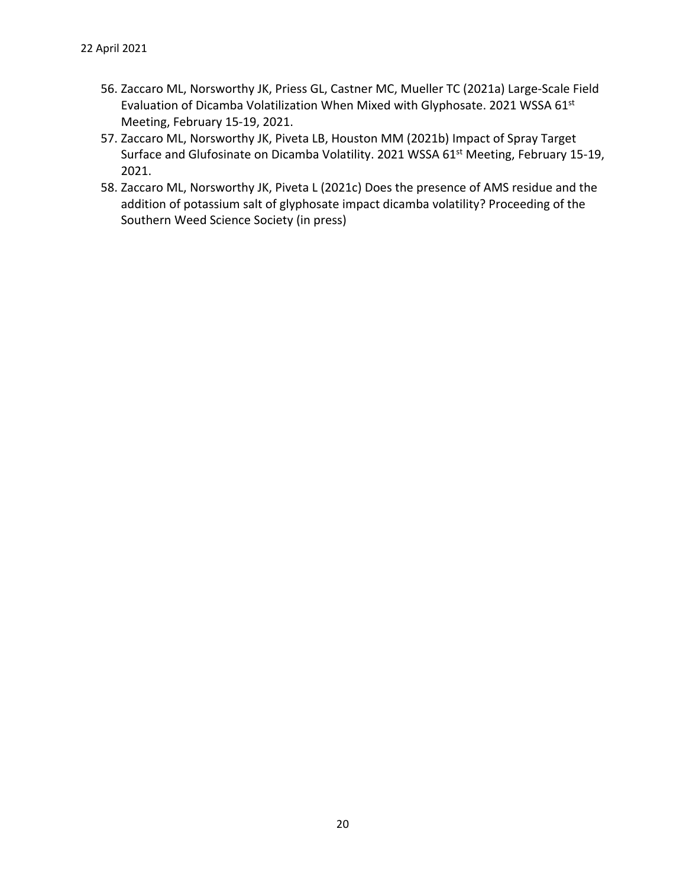56. Zaccaro ML, Norsworthy JK, Priess GL, Castner MC, Mueller TC (2021a) Large-Scale Field Evaluation of Dicamba Volatilization When Mixed with Glyphosate. 2021 WSSA 61st Meeting, February 15-19, 2021.
57. Zaccaro ML, Norsworthy JK, Piveta LB, Houston MM (2021b) Impact of Spray Target Surface and Glufosinate on Dicamba Volatility. 2021 WSSA 61st Meeting, February 15-19, 2021.
58. Zaccaro ML, Norsworthy JK, Piveta L (2021c) Does the presence of AMS residue and the addition of potassium salt of glyphosate impact dicamba volatility? Proceeding of the Southern Weed Science Society (in press)